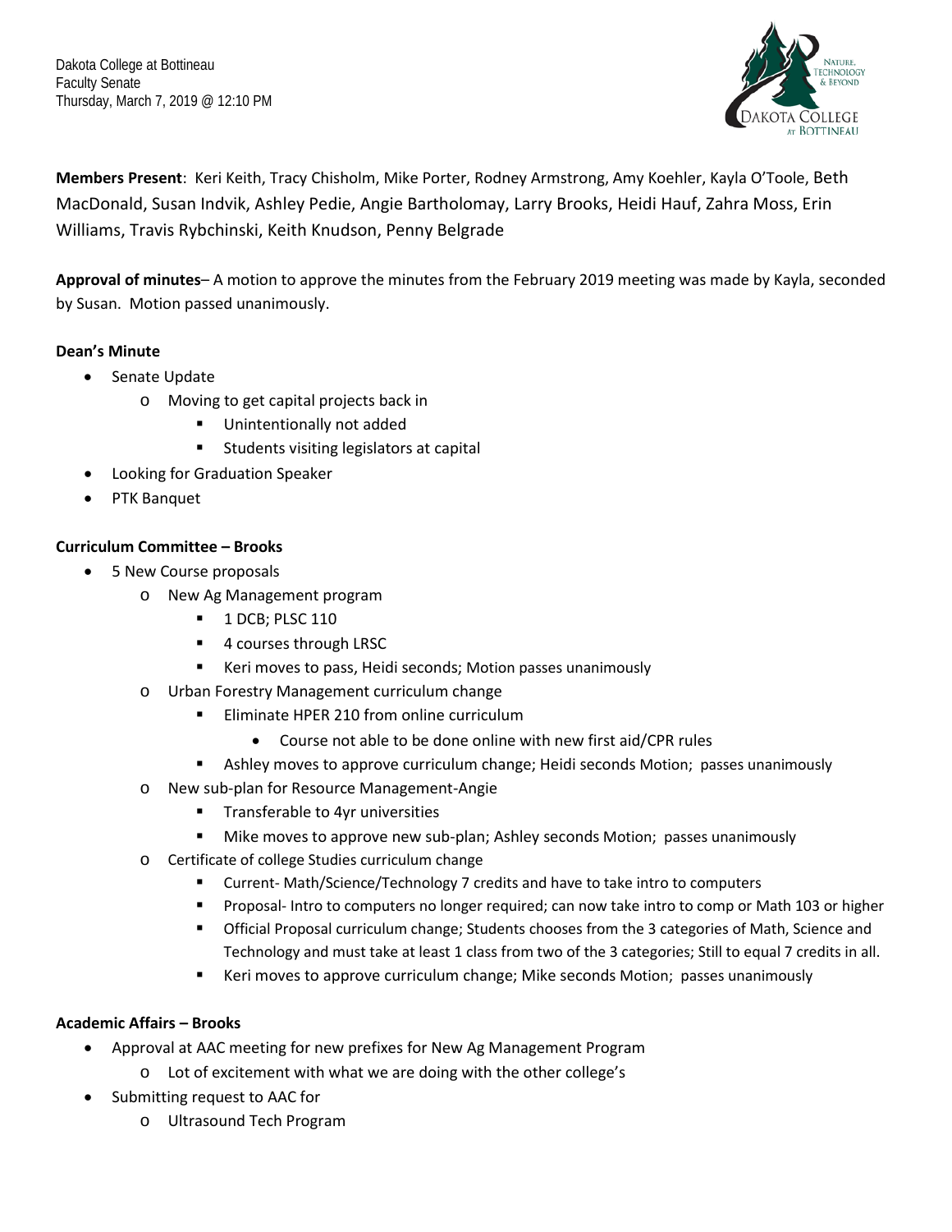Dakota College at Bottineau
Faculty Senate
Thursday, March 7, 2019 @ 12:10 PM

**Members Present**: Keri Keith, Tracy Chisholm, Mike Porter, Rodney Armstrong, Amy Koehler, Kayla O'Toole, Beth MacDonald, Susan Indvik, Ashley Pedie, Angie Bartholomay, Larry Brooks, Heidi Hauf, Zahra Moss, Erin Williams, Travis Rybchinski, Keith Knudson, Penny Belgrade

**Approval of minutes**– A motion to approve the minutes from the February 2019 meeting was made by Kayla, seconded by Susan. Motion passed unanimously.

**Dean's Minute**

- Senate Update
  - Moving to get capital projects back in
    - Unintentionally not added
    - Students visiting legislators at capital
- Looking for Graduation Speaker
- PTK Banquet

**Curriculum Committee – Brooks**

- 5 New Course proposals
  - New Ag Management program
    - 1 DCB; PLSC 110
    - 4 courses through LRSC
    - Keri moves to pass, Heidi seconds; Motion passes unanimously
  - Urban Forestry Management curriculum change
    - Eliminate HPER 210 from online curriculum
      - Course not able to be done online with new first aid/CPR rules
    - Ashley moves to approve curriculum change; Heidi seconds Motion; passes unanimously
  - New sub-plan for Resource Management-Angie
    - Transferable to 4yr universities
    - Mike moves to approve new sub-plan; Ashley seconds Motion; passes unanimously
  - Certificate of college Studies curriculum change
    - Current- Math/Science/Technology 7 credits and have to take intro to computers
    - Proposal- Intro to computers no longer required; can now take intro to comp or Math 103 or higher
    - Official Proposal curriculum change; Students chooses from the 3 categories of Math, Science and Technology and must take at least 1 class from two of the 3 categories; Still to equal 7 credits in all.
    - Keri moves to approve curriculum change; Mike seconds Motion; passes unanimously

**Academic Affairs – Brooks**

- Approval at AAC meeting for new prefixes for New Ag Management Program
  - Lot of excitement with what we are doing with the other college's
- Submitting request to AAC for
  - Ultrasound Tech Program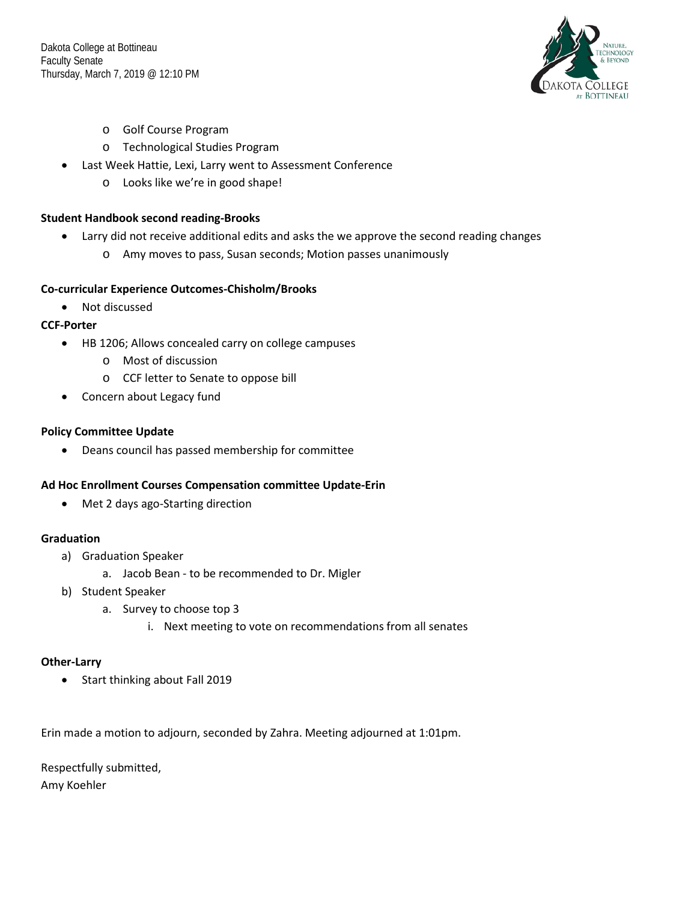- Golf Course Program
  - Technological Studies Program
- Last Week Hattie, Lexi, Larry went to Assessment Conference
  - Looks like we're in good shape!

**Student Handbook second reading-Brooks**

- Larry did not receive additional edits and asks the we approve the second reading changes
  - Amy moves to pass, Susan seconds; Motion passes unanimously

**Co-curricular Experience Outcomes-Chisholm/Brooks**

- Not discussed

**CCF-Porter**

- HB 1206; Allows concealed carry on college campuses
  - Most of discussion
  - CCF letter to Senate to oppose bill
- Concern about Legacy fund

**Policy Committee Update**

- Deans council has passed membership for committee

**Ad Hoc Enrollment Courses Compensation committee Update-Erin**

- Met 2 days ago-Starting direction

**Graduation**

a) Graduation Speaker
   a. Jacob Bean - to be recommended to Dr. Migler
b) Student Speaker
   a. Survey to choose top 3
      i. Next meeting to vote on recommendations from all senates

**Other-Larry**

- Start thinking about Fall 2019

Erin made a motion to adjourn, seconded by Zahra. Meeting adjourned at 1:01pm.

Respectfully submitted,
Amy Koehler